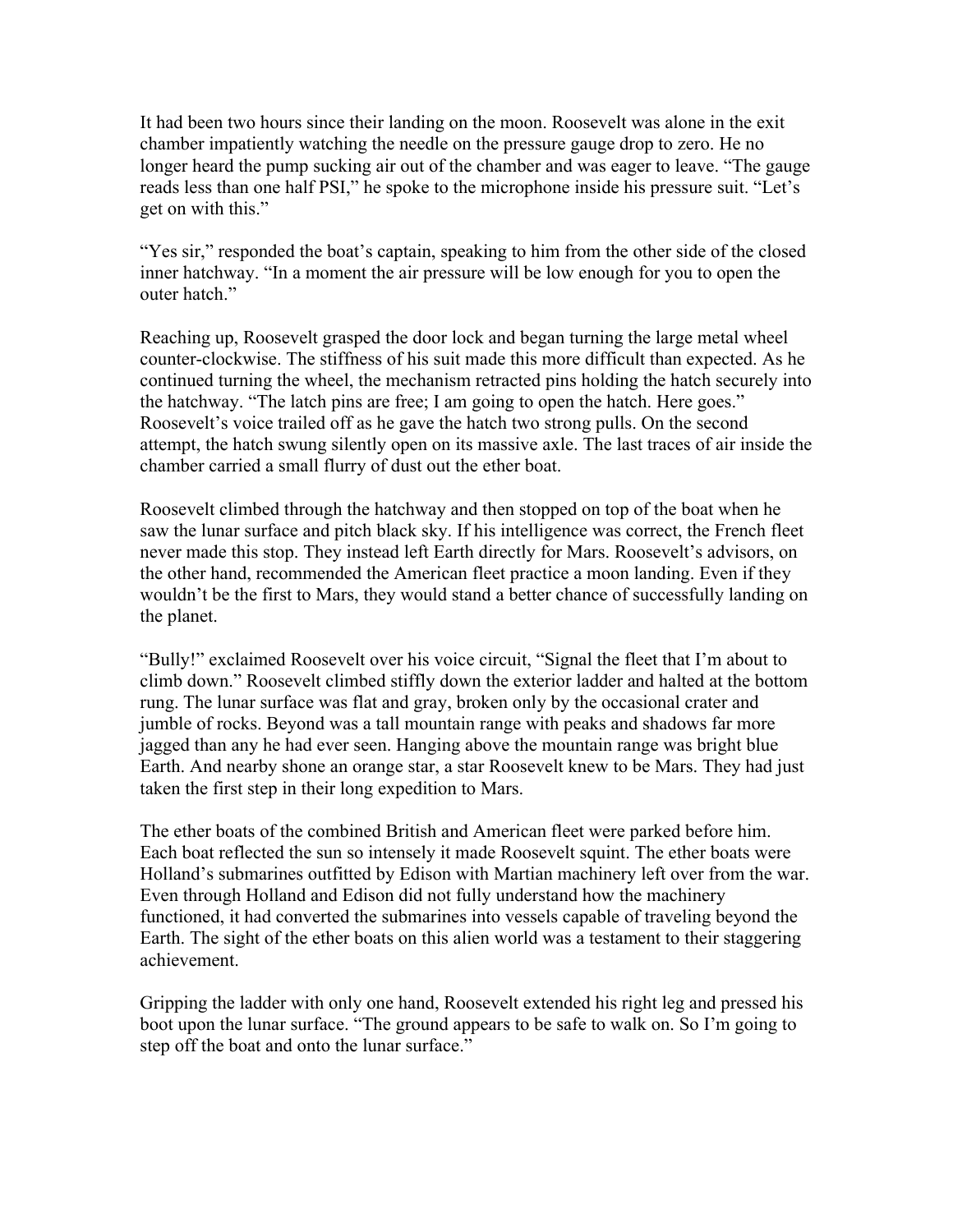It had been two hours since their landing on the moon. Roosevelt was alone in the exit chamber impatiently watching the needle on the pressure gauge drop to zero. He no longer heard the pump sucking air out of the chamber and was eager to leave. “The gauge reads less than one half PSI,” he spoke to the microphone inside his pressure suit. “Let’s get on with this.”

“Yes sir,” responded the boat’s captain, speaking to him from the other side of the closed inner hatchway. “In a moment the air pressure will be low enough for you to open the outer hatch.”

Reaching up, Roosevelt grasped the door lock and began turning the large metal wheel counter-clockwise. The stiffness of his suit made this more difficult than expected. As he continued turning the wheel, the mechanism retracted pins holding the hatch securely into the hatchway. “The latch pins are free; I am going to open the hatch. Here goes.” Roosevelt’s voice trailed off as he gave the hatch two strong pulls. On the second attempt, the hatch swung silently open on its massive axle. The last traces of air inside the chamber carried a small flurry of dust out the ether boat.

Roosevelt climbed through the hatchway and then stopped on top of the boat when he saw the lunar surface and pitch black sky. If his intelligence was correct, the French fleet never made this stop. They instead left Earth directly for Mars. Roosevelt’s advisors, on the other hand, recommended the American fleet practice a moon landing. Even if they wouldn’t be the first to Mars, they would stand a better chance of successfully landing on the planet.

“Bully!” exclaimed Roosevelt over his voice circuit, “Signal the fleet that I’m about to climb down.” Roosevelt climbed stiffly down the exterior ladder and halted at the bottom rung. The lunar surface was flat and gray, broken only by the occasional crater and jumble of rocks. Beyond was a tall mountain range with peaks and shadows far more jagged than any he had ever seen. Hanging above the mountain range was bright blue Earth. And nearby shone an orange star, a star Roosevelt knew to be Mars. They had just taken the first step in their long expedition to Mars.

The ether boats of the combined British and American fleet were parked before him. Each boat reflected the sun so intensely it made Roosevelt squint. The ether boats were Holland’s submarines outfitted by Edison with Martian machinery left over from the war. Even through Holland and Edison did not fully understand how the machinery functioned, it had converted the submarines into vessels capable of traveling beyond the Earth. The sight of the ether boats on this alien world was a testament to their staggering achievement.

Gripping the ladder with only one hand, Roosevelt extended his right leg and pressed his boot upon the lunar surface. “The ground appears to be safe to walk on. So I’m going to step off the boat and onto the lunar surface.”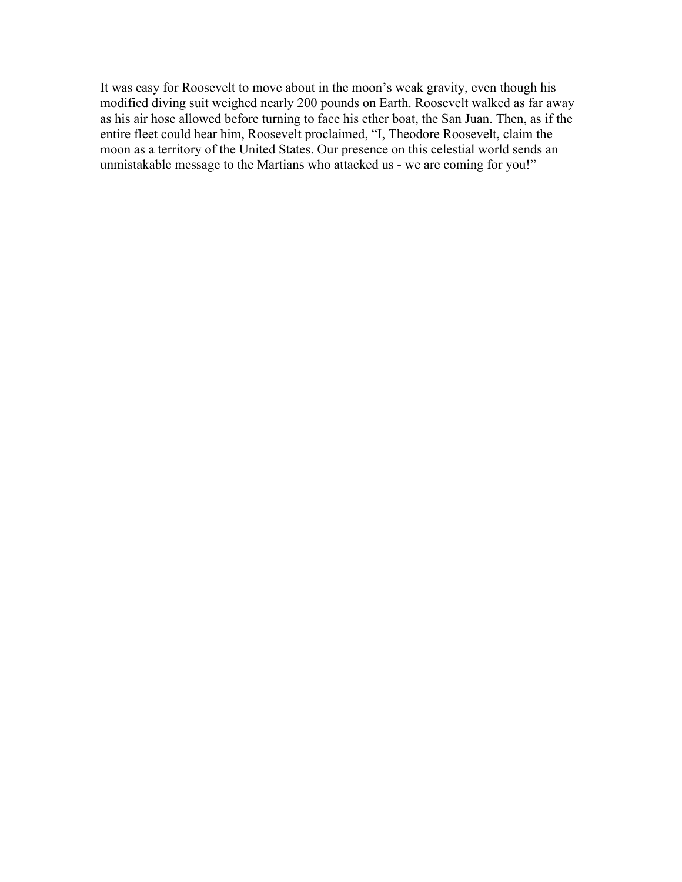It was easy for Roosevelt to move about in the moon's weak gravity, even though his modified diving suit weighed nearly 200 pounds on Earth. Roosevelt walked as far away as his air hose allowed before turning to face his ether boat, the San Juan. Then, as if the entire fleet could hear him, Roosevelt proclaimed, "I, Theodore Roosevelt, claim the moon as a territory of the United States. Our presence on this celestial world sends an unmistakable message to the Martians who attacked us - we are coming for you!"